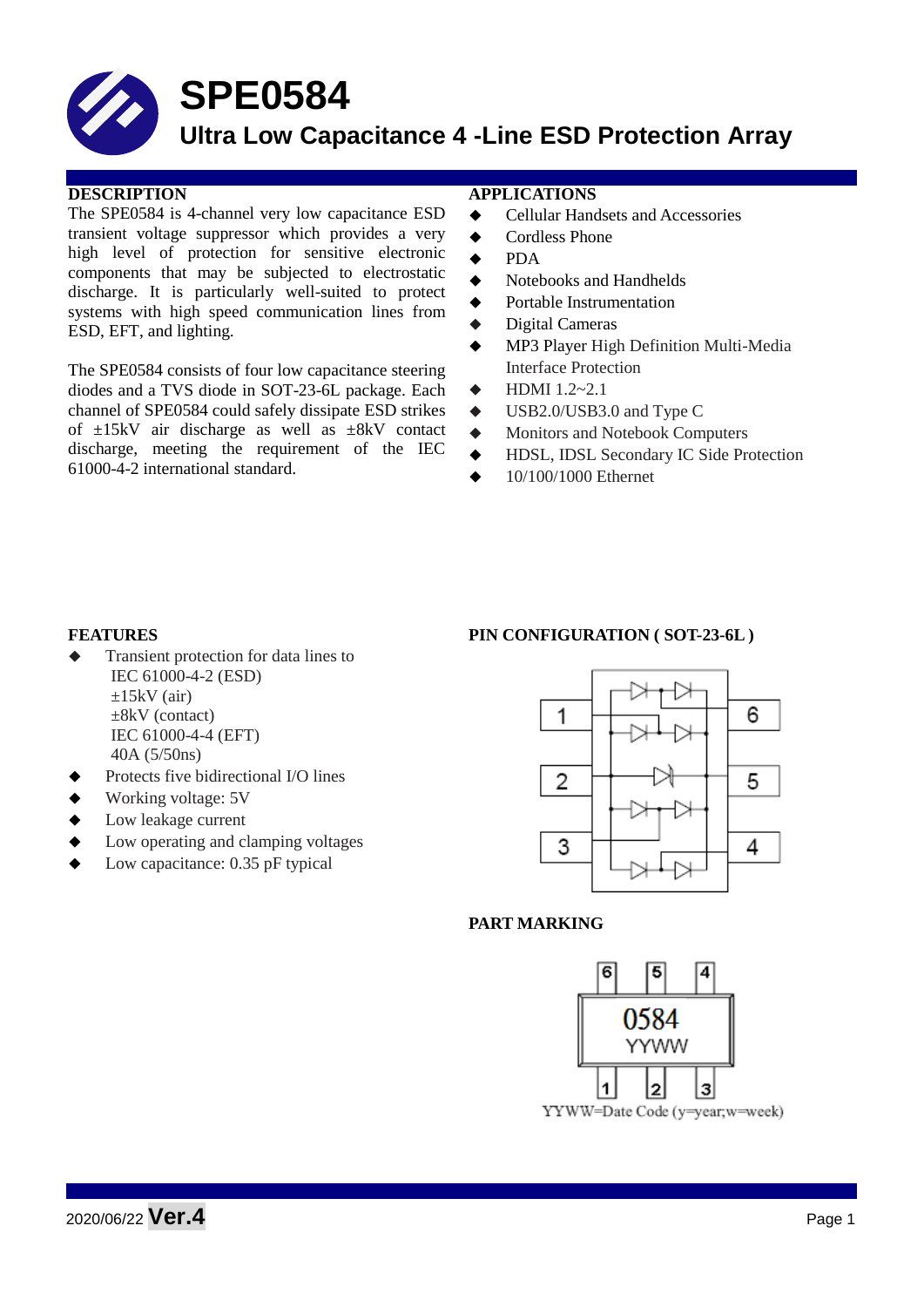# SPE0584

## Ultra Low Capacitance 4 -Line ESD Protection Array

### DESCRIPTION

The SPE0584 is 4-channel very low capacitance ESD transient voltage suppressor which provides a very high level of protection for sensitive electronic components that may be subjected to electrostatic discharge. It is particularly well-suited to protect systems with high speed communication lines from ESD, EFT, and lighting.

The SPE0584 consists of four low capacitance steering diodes and a TVS diode in SOT-23-6L package. Each channel of SPE0584 could safely dissipate ESD strikes of ±15kV air discharge as well as ±8kV contact discharge, meeting the requirement of the IEC 61000-4-2 international standard.

### APPLICATIONS

- Cellular Handsets and Accessories
- Cordless Phone
- PDA
- Notebooks and Handhelds
- Portable Instrumentation
- Digital Cameras
- MP3 Player High Definition Multi-Media Interface Protection
- HDMI 1.2~2.1
- USB2.0/USB3.0 and Type C
- Monitors and Notebook Computers
- HDSL, IDSL Secondary IC Side Protection
- 10/100/1000 Ethernet

### FEATURES

- Transient protection for data lines to
  IEC 61000-4-2 (ESD)
  ±15kV (air)
  ±8kV (contact)
  IEC 61000-4-4 (EFT)
  40A (5/50ns)
- Protects five bidirectional I/O lines
- Working voltage: 5V
- Low leakage current
- Low operating and clamping voltages
- Low capacitance: 0.35 pF typical

### PIN CONFIGURATION ( SOT-23-6L )

### PART MARKING

0584
YYWW

YYWW=Date Code (y=year;w=week)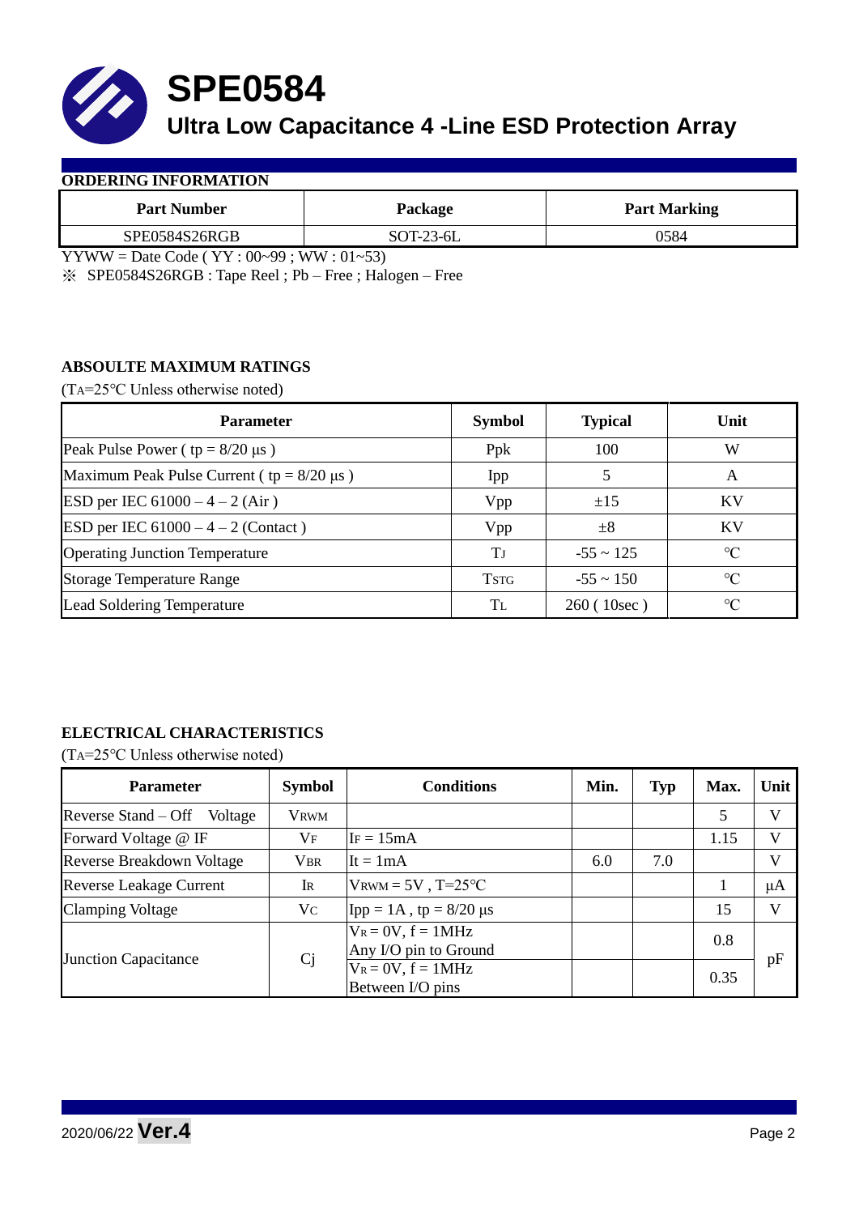# SPE0584

## Ultra Low Capacitance 4 -Line ESD Protection Array

### ORDERING INFORMATION

| Part Number | Package | Part Marking |
|---|---|---|
| SPE0584S26RGB | SOT-23-6L | 0584 |

YYWW = Date Code ( YY : 00~99 ; WW : 01~53)

※ SPE0584S26RGB : Tape Reel ; Pb – Free ; Halogen – Free

### ABSOULTE MAXIMUM RATINGS

($T_A$=25°C Unless otherwise noted)

| Parameter | Symbol | Typical | Unit |
|---|---|---|---|
| Peak Pulse Power ( tp = 8/20 µs ) | Ppk | 100 | W |
| Maximum Peak Pulse Current ( tp = 8/20 µs ) | Ipp | 5 | A |
| ESD per IEC 61000 – 4 – 2 (Air ) | Vpp | ±15 | KV |
| ESD per IEC 61000 – 4 – 2 (Contact ) | Vpp | ±8 | KV |
| Operating Junction Temperature | $T_J$ | -55 ~ 125 | °C |
| Storage Temperature Range | $T_{STG}$ | -55 ~ 150 | °C |
| Lead Soldering Temperature | $T_L$ | 260 ( 10sec ) | °C |

### ELECTRICAL CHARACTERISTICS

($T_A$=25°C Unless otherwise noted)

| Parameter | Symbol | Conditions | Min. | Typ | Max. | Unit |
|---|---|---|---|---|---|---|
| Reverse Stand – Off Voltage | $V_{RWM}$ | | | | 5 | V |
| Forward Voltage @ IF | $V_F$ | $I_F$ = 15mA | | | 1.15 | V |
| Reverse Breakdown Voltage | $V_{BR}$ | It = 1mA | 6.0 | 7.0 | | V |
| Reverse Leakage Current | $I_R$ | $V_{RWM}$ = 5V , T=25°C | | | 1 | µA |
| Clamping Voltage | $V_C$ | Ipp = 1A , tp = 8/20 µs | | | 15 | V |
| Junction Capacitance | Cj | $V_R$ = 0V, f = 1MHz Any I/O pin to Ground | | | 0.8 | pF |
| | | $V_R$ = 0V, f = 1MHz Between I/O pins | | | 0.35 | |

2020/06/22 **Ver.4**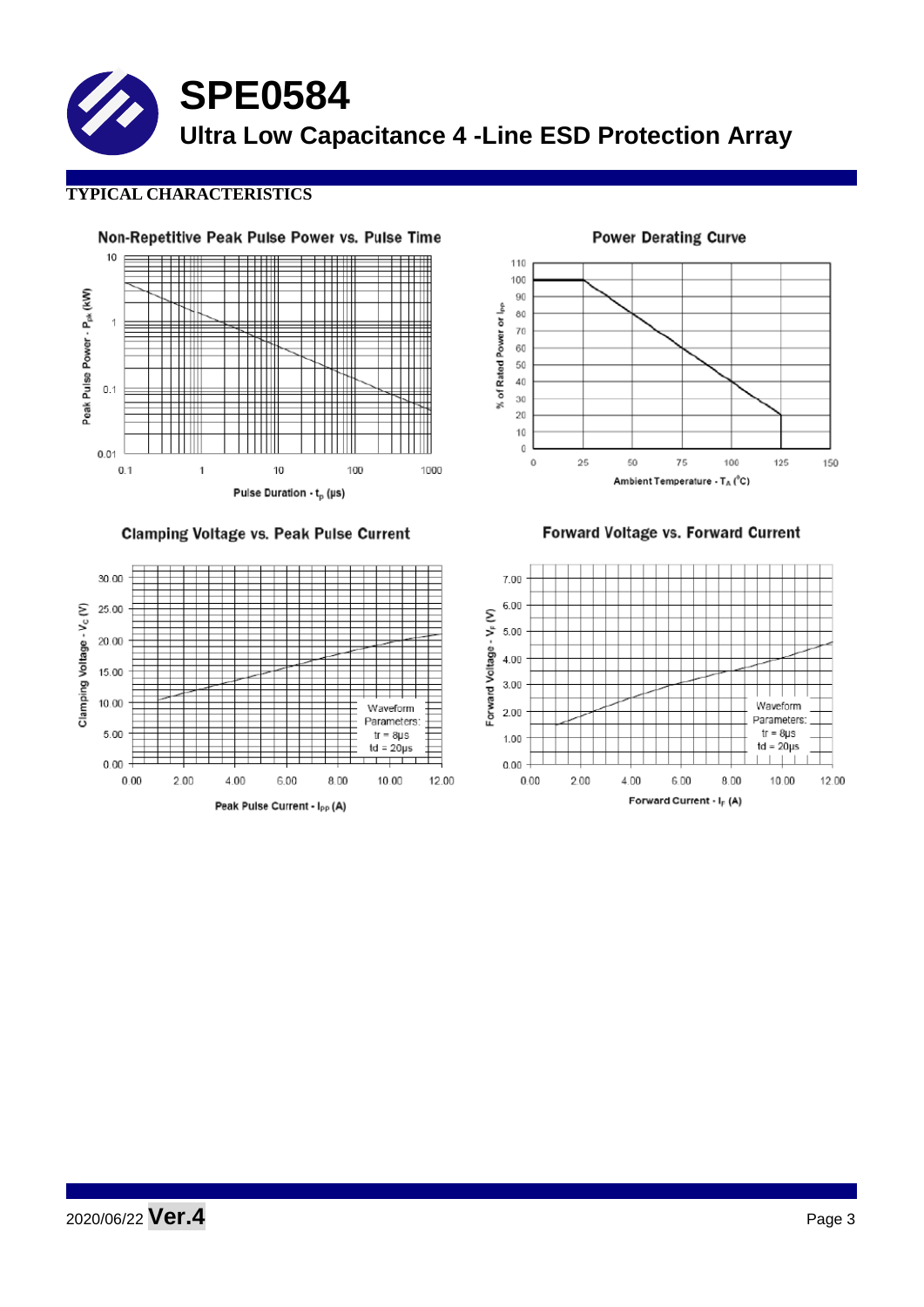# SPE0584

## Ultra Low Capacitance 4 -Line ESD Protection Array

### TYPICAL CHARACTERISTICS

**Non-Repetitive Peak Pulse Power vs. Pulse Time**

Peak Pulse Power - $P_{pk}$ (kW)

Pulse Duration - $t_p$ (μs)

**Power Derating Curve**

% of Rated Power or $I_{pp}$

Ambient Temperature - $T_A$ (°C)

**Clamping Voltage vs. Peak Pulse Current**

Clamping Voltage - $V_C$ (V)

Peak Pulse Current - $I_{PP}$ (A)

Waveform Parameters: tr = 8μs, td = 20μs

**Forward Voltage vs. Forward Current**

Forward Voltage - $V_F$ (V)

Forward Current - $I_F$ (A)

Waveform Parameters: tr = 8μs, td = 20μs

2020/06/22 **Ver.4**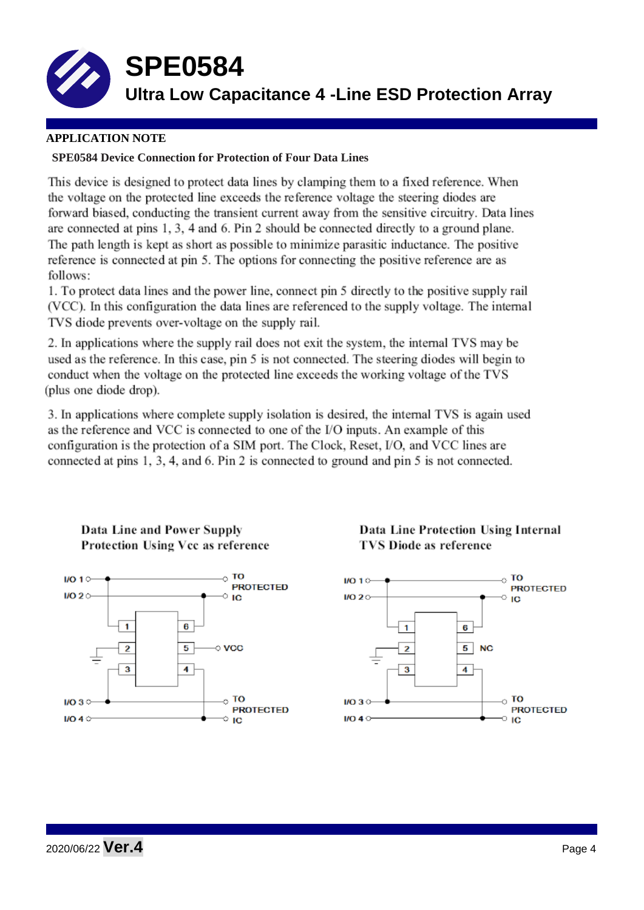**APPLICATION NOTE**

**SPE0584 Device Connection for Protection of Four Data Lines**

This device is designed to protect data lines by clamping them to a fixed reference. When the voltage on the protected line exceeds the reference voltage the steering diodes are forward biased, conducting the transient current away from the sensitive circuitry. Data lines are connected at pins 1, 3, 4 and 6. Pin 2 should be connected directly to a ground plane. The path length is kept as short as possible to minimize parasitic inductance. The positive reference is connected at pin 5. The options for connecting the positive reference are as follows:

1. To protect data lines and the power line, connect pin 5 directly to the positive supply rail (VCC). In this configuration the data lines are referenced to the supply voltage. The internal TVS diode prevents over-voltage on the supply rail.

2. In applications where the supply rail does not exit the system, the internal TVS may be used as the reference. In this case, pin 5 is not connected. The steering diodes will begin to conduct when the voltage on the protected line exceeds the working voltage of the TVS (plus one diode drop).

3. In applications where complete supply isolation is desired, the internal TVS is again used as the reference and VCC is connected to one of the I/O inputs. An example of this configuration is the protection of a SIM port. The Clock, Reset, I/O, and VCC lines are connected at pins 1, 3, 4, and 6. Pin 2 is connected to ground and pin 5 is not connected.

**Data Line and Power Supply Protection Using Vcc as reference**

**Data Line Protection Using Internal TVS Diode as reference**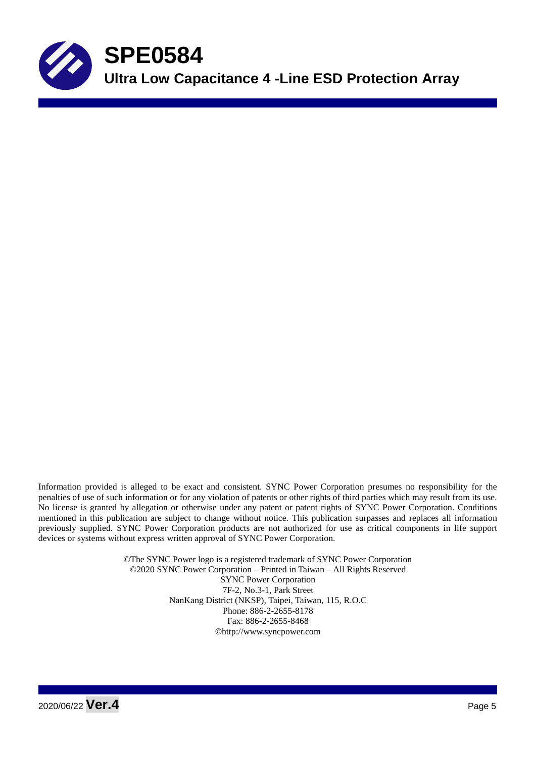Information provided is alleged to be exact and consistent. SYNC Power Corporation presumes no responsibility for the penalties of use of such information or for any violation of patents or other rights of third parties which may result from its use. No license is granted by allegation or otherwise under any patent or patent rights of SYNC Power Corporation. Conditions mentioned in this publication are subject to change without notice. This publication surpasses and replaces all information previously supplied. SYNC Power Corporation products are not authorized for use as critical components in life support devices or systems without express written approval of SYNC Power Corporation.

©The SYNC Power logo is a registered trademark of SYNC Power Corporation
©2020 SYNC Power Corporation – Printed in Taiwan – All Rights Reserved
SYNC Power Corporation
7F-2, No.3-1, Park Street
NanKang District (NKSP), Taipei, Taiwan, 115, R.O.C
Phone: 886-2-2655-8178
Fax: 886-2-2655-8468
©http://www.syncpower.com